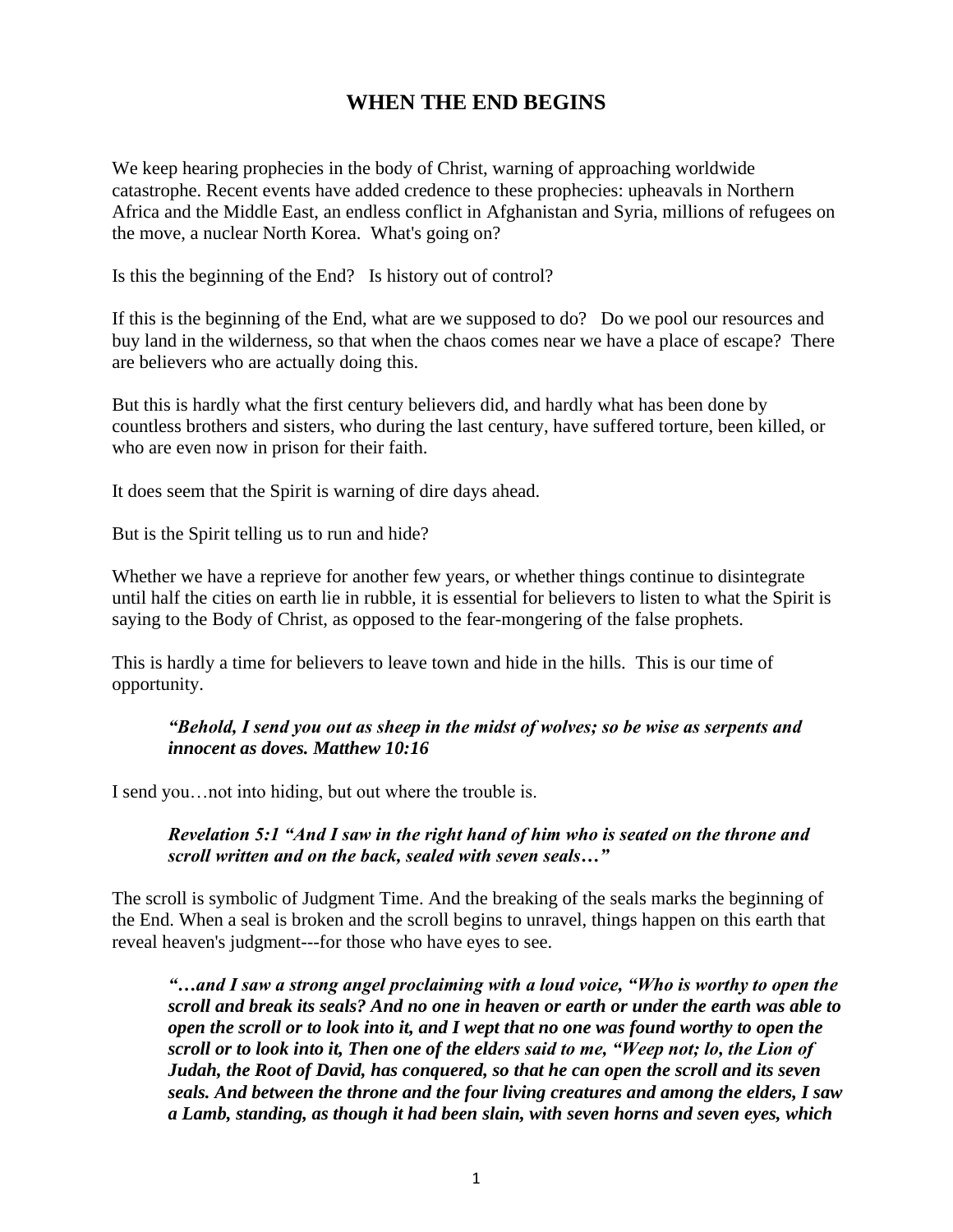# WHEN THE END BEGINS

We keep hearing prophecies in the body of Christ, warning of approaching worldwide catastrophe. Recent events have added credence to these prophecies: upheavals in Northern Africa and the Middle East, an endless conflict in Afghanistan and Syria, millions of refugees on the move, a nuclear North Korea. What's going on?

Is this the beginning of the End? Is history out of control?

If this is the beginning of the End, what are we supposed to do? Do we pool our resources and buy land in the wilderness, so that when the chaos comes near we have a place of escape? There are believers who are actually doing this.

But this is hardly what the first century believers did, and hardly what has been done by countless brothers and sisters, who during the last century, have suffered torture, been killed, or who are even now in prison for their faith.

It does seem that the Spirit is warning of dire days ahead.

But is the Spirit telling us to run and hide?

Whether we have a reprieve for another few years, or whether things continue to disintegrate until half the cities on earth lie in rubble, it is essential for believers to listen to what the Spirit is saying to the Body of Christ, as opposed to the fear-mongering of the false prophets.

This is hardly a time for believers to leave town and hide in the hills. This is our time of opportunity.

> ***"Behold, I send you out as sheep in the midst of wolves; so be wise as serpents and innocent as doves. Matthew 10:16***

I send you…not into hiding, but out where the trouble is.

> ***Revelation 5:1 "And I saw in the right hand of him who is seated on the throne and scroll written and on the back, sealed with seven seals…"***

The scroll is symbolic of Judgment Time. And the breaking of the seals marks the beginning of the End. When a seal is broken and the scroll begins to unravel, things happen on this earth that reveal heaven's judgment---for those who have eyes to see.

> ***"…and I saw a strong angel proclaiming with a loud voice, "Who is worthy to open the scroll and break its seals? And no one in heaven or earth or under the earth was able to open the scroll or to look into it, and I wept that no one was found worthy to open the scroll or to look into it, Then one of the elders said to me, "Weep not; lo, the Lion of Judah, the Root of David, has conquered, so that he can open the scroll and its seven seals. And between the throne and the four living creatures and among the elders, I saw a Lamb, standing, as though it had been slain, with seven horns and seven eyes, which***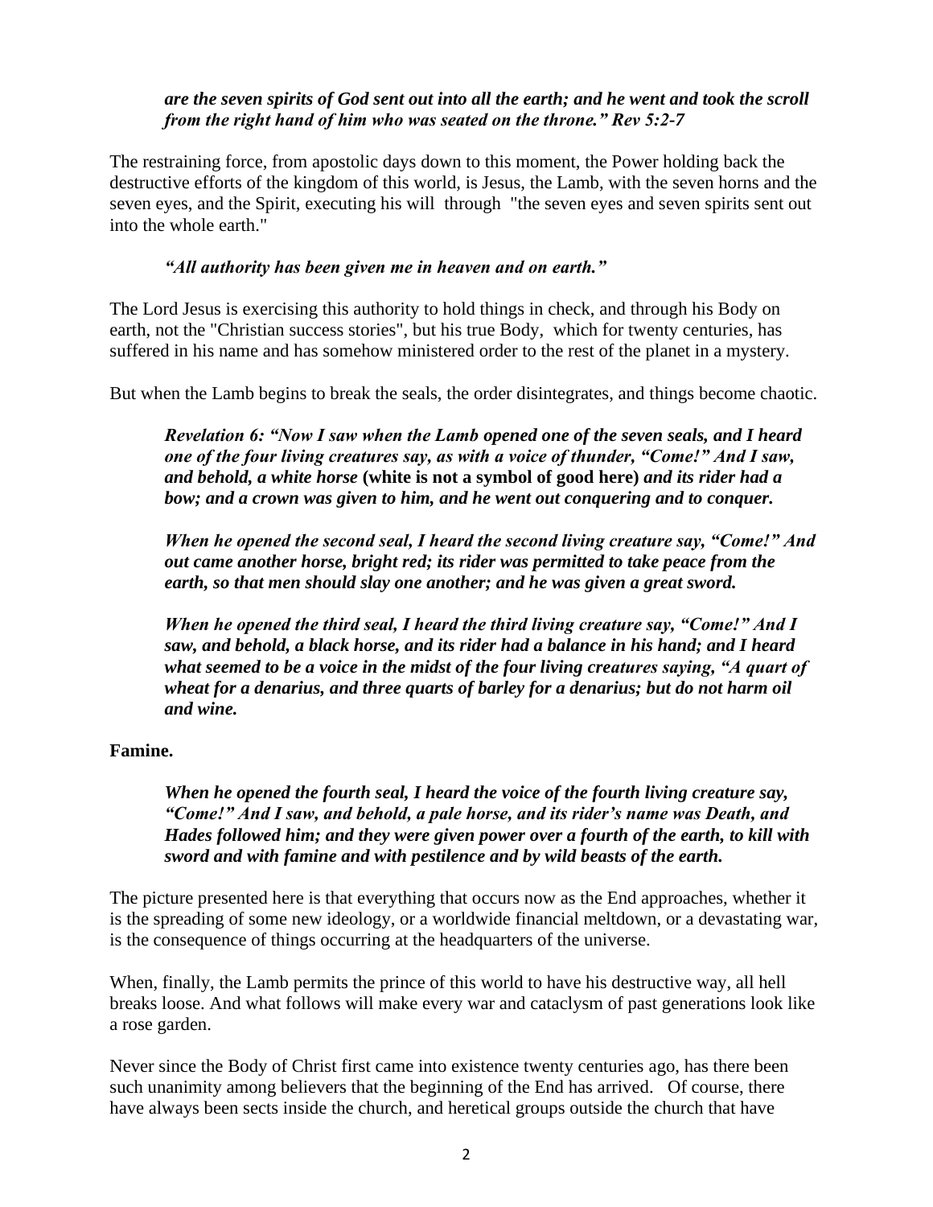***are the seven spirits of God sent out into all the earth; and he went and took the scroll from the right hand of him who was seated on the throne." Rev 5:2-7***

The restraining force, from apostolic days down to this moment, the Power holding back the destructive efforts of the kingdom of this world, is Jesus, the Lamb, with the seven horns and the seven eyes, and the Spirit, executing his will through "the seven eyes and seven spirits sent out into the whole earth."

***"All authority has been given me in heaven and on earth."***

The Lord Jesus is exercising this authority to hold things in check, and through his Body on earth, not the "Christian success stories", but his true Body, which for twenty centuries, has suffered in his name and has somehow ministered order to the rest of the planet in a mystery.

But when the Lamb begins to break the seals, the order disintegrates, and things become chaotic.

***Revelation 6: "Now I saw when the Lamb opened one of the seven seals, and I heard one of the four living creatures say, as with a voice of thunder, "Come!" And I saw, and behold, a white horse* (white is not a symbol of good here) *and its rider had a bow; and a crown was given to him, and he went out conquering and to conquer.***

***When he opened the second seal, I heard the second living creature say, "Come!" And out came another horse, bright red; its rider was permitted to take peace from the earth, so that men should slay one another; and he was given a great sword.***

***When he opened the third seal, I heard the third living creature say, "Come!" And I saw, and behold, a black horse, and its rider had a balance in his hand; and I heard what seemed to be a voice in the midst of the four living creatures saying, "A quart of wheat for a denarius, and three quarts of barley for a denarius; but do not harm oil and wine.***

**Famine.**

***When he opened the fourth seal, I heard the voice of the fourth living creature say, "Come!" And I saw, and behold, a pale horse, and its rider's name was Death, and Hades followed him; and they were given power over a fourth of the earth, to kill with sword and with famine and with pestilence and by wild beasts of the earth.***

The picture presented here is that everything that occurs now as the End approaches, whether it is the spreading of some new ideology, or a worldwide financial meltdown, or a devastating war, is the consequence of things occurring at the headquarters of the universe.

When, finally, the Lamb permits the prince of this world to have his destructive way, all hell breaks loose. And what follows will make every war and cataclysm of past generations look like a rose garden.

Never since the Body of Christ first came into existence twenty centuries ago, has there been such unanimity among believers that the beginning of the End has arrived. Of course, there have always been sects inside the church, and heretical groups outside the church that have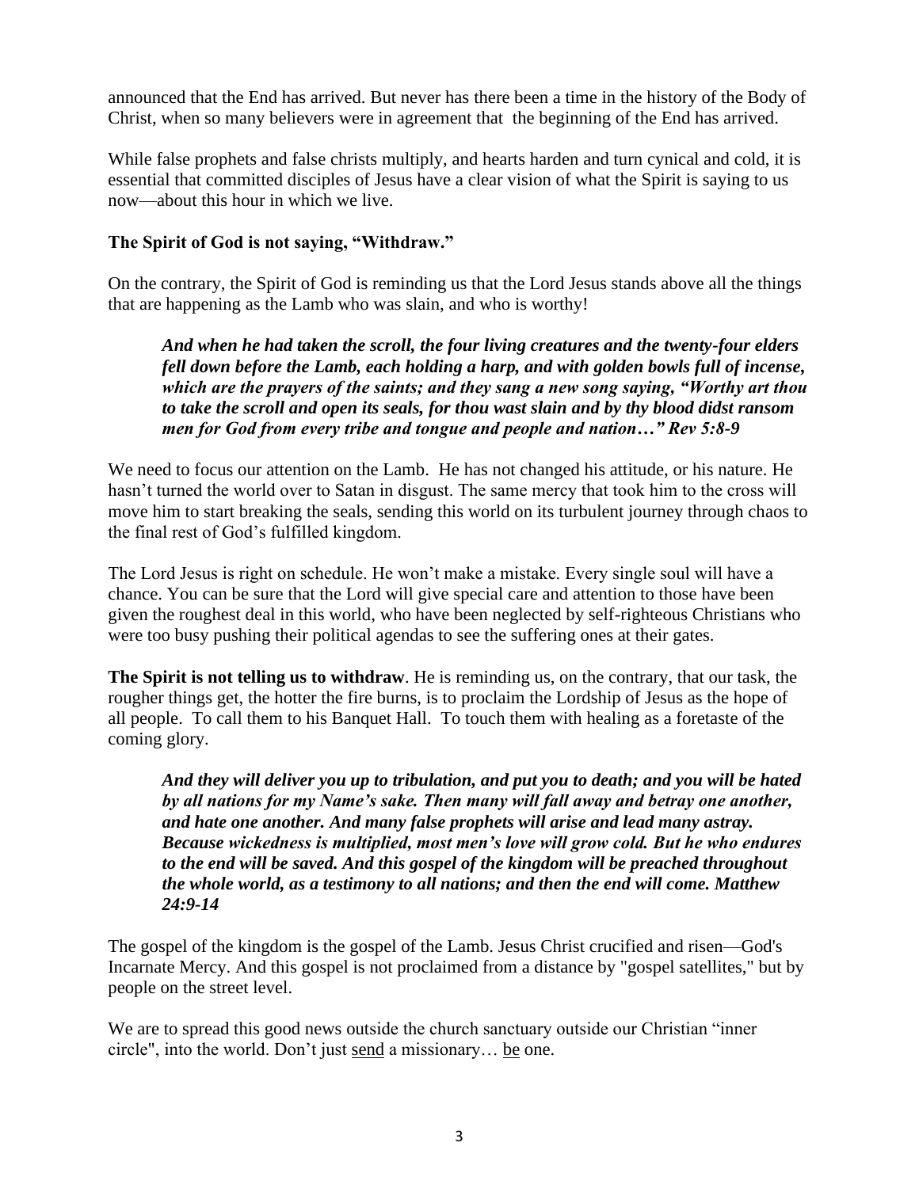announced that the End has arrived. But never has there been a time in the history of the Body of Christ, when so many believers were in agreement that the beginning of the End has arrived.

While false prophets and false christs multiply, and hearts harden and turn cynical and cold, it is essential that committed disciples of Jesus have a clear vision of what the Spirit is saying to us now—about this hour in which we live.

**The Spirit of God is not saying, "Withdraw."**

On the contrary, the Spirit of God is reminding us that the Lord Jesus stands above all the things that are happening as the Lamb who was slain, and who is worthy!

> ***And when he had taken the scroll, the four living creatures and the twenty-four elders fell down before the Lamb, each holding a harp, and with golden bowls full of incense, which are the prayers of the saints; and they sang a new song saying, "Worthy art thou to take the scroll and open its seals, for thou wast slain and by thy blood didst ransom men for God from every tribe and tongue and people and nation…" Rev 5:8-9***

We need to focus our attention on the Lamb. He has not changed his attitude, or his nature. He hasn't turned the world over to Satan in disgust. The same mercy that took him to the cross will move him to start breaking the seals, sending this world on its turbulent journey through chaos to the final rest of God's fulfilled kingdom.

The Lord Jesus is right on schedule. He won't make a mistake. Every single soul will have a chance. You can be sure that the Lord will give special care and attention to those have been given the roughest deal in this world, who have been neglected by self-righteous Christians who were too busy pushing their political agendas to see the suffering ones at their gates.

**The Spirit is not telling us to withdraw**. He is reminding us, on the contrary, that our task, the rougher things get, the hotter the fire burns, is to proclaim the Lordship of Jesus as the hope of all people. To call them to his Banquet Hall. To touch them with healing as a foretaste of the coming glory.

> ***And they will deliver you up to tribulation, and put you to death; and you will be hated by all nations for my Name's sake. Then many will fall away and betray one another, and hate one another. And many false prophets will arise and lead many astray. Because wickedness is multiplied, most men's love will grow cold. But he who endures to the end will be saved. And this gospel of the kingdom will be preached throughout the whole world, as a testimony to all nations; and then the end will come. Matthew 24:9-14***

The gospel of the kingdom is the gospel of the Lamb. Jesus Christ crucified and risen—God's Incarnate Mercy. And this gospel is not proclaimed from a distance by "gospel satellites," but by people on the street level.

We are to spread this good news outside the church sanctuary outside our Christian "inner circle", into the world. Don't just <u>send</u> a missionary… <u>be</u> one.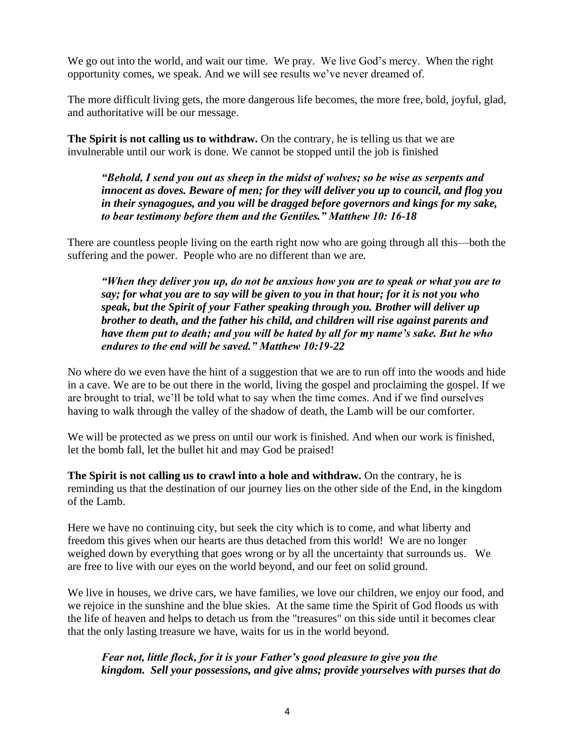We go out into the world, and wait our time. We pray. We live God's mercy. When the right opportunity comes, we speak. And we will see results we've never dreamed of.

The more difficult living gets, the more dangerous life becomes, the more free, bold, joyful, glad, and authoritative will be our message.

**The Spirit is not calling us to withdraw.** On the contrary, he is telling us that we are invulnerable until our work is done. We cannot be stopped until the job is finished

> ***"Behold, I send you out as sheep in the midst of wolves; so be wise as serpents and innocent as doves. Beware of men; for they will deliver you up to council, and flog you in their synagogues, and you will be dragged before governors and kings for my sake, to bear testimony before them and the Gentiles." Matthew 10: 16-18***

There are countless people living on the earth right now who are going through all this—both the suffering and the power. People who are no different than we are.

> ***"When they deliver you up, do not be anxious how you are to speak or what you are to say; for what you are to say will be given to you in that hour; for it is not you who speak, but the Spirit of your Father speaking through you. Brother will deliver up brother to death, and the father his child, and children will rise against parents and have them put to death; and you will be hated by all for my name's sake. But he who endures to the end will be saved." Matthew 10:19-22***

No where do we even have the hint of a suggestion that we are to run off into the woods and hide in a cave. We are to be out there in the world, living the gospel and proclaiming the gospel. If we are brought to trial, we'll be told what to say when the time comes. And if we find ourselves having to walk through the valley of the shadow of death, the Lamb will be our comforter.

We will be protected as we press on until our work is finished. And when our work is finished, let the bomb fall, let the bullet hit and may God be praised!

**The Spirit is not calling us to crawl into a hole and withdraw.** On the contrary, he is reminding us that the destination of our journey lies on the other side of the End, in the kingdom of the Lamb.

Here we have no continuing city, but seek the city which is to come, and what liberty and freedom this gives when our hearts are thus detached from this world! We are no longer weighed down by everything that goes wrong or by all the uncertainty that surrounds us. We are free to live with our eyes on the world beyond, and our feet on solid ground.

We live in houses, we drive cars, we have families, we love our children, we enjoy our food, and we rejoice in the sunshine and the blue skies. At the same time the Spirit of God floods us with the life of heaven and helps to detach us from the "treasures" on this side until it becomes clear that the only lasting treasure we have, waits for us in the world beyond.

> ***Fear not, little flock, for it is your Father's good pleasure to give you the kingdom. Sell your possessions, and give alms; provide yourselves with purses that do***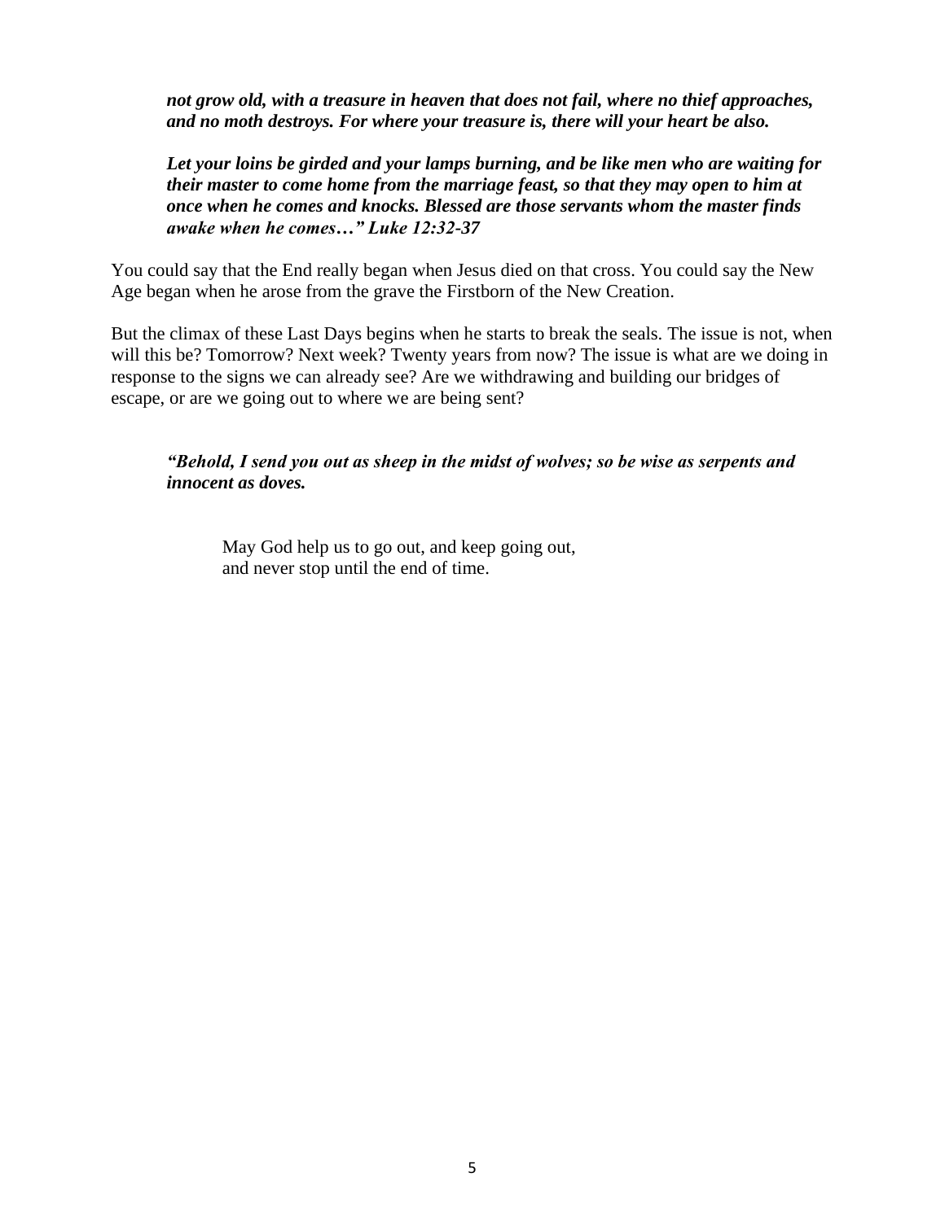***not grow old, with a treasure in heaven that does not fail, where no thief approaches, and no moth destroys. For where your treasure is, there will your heart be also.***

***Let your loins be girded and your lamps burning, and be like men who are waiting for their master to come home from the marriage feast, so that they may open to him at once when he comes and knocks. Blessed are those servants whom the master finds awake when he comes…" Luke 12:32-37***

You could say that the End really began when Jesus died on that cross. You could say the New Age began when he arose from the grave the Firstborn of the New Creation.

But the climax of these Last Days begins when he starts to break the seals. The issue is not, when will this be? Tomorrow? Next week? Twenty years from now? The issue is what are we doing in response to the signs we can already see? Are we withdrawing and building our bridges of escape, or are we going out to where we are being sent?

***"Behold, I send you out as sheep in the midst of wolves; so be wise as serpents and innocent as doves.***

May God help us to go out, and keep going out,
and never stop until the end of time.